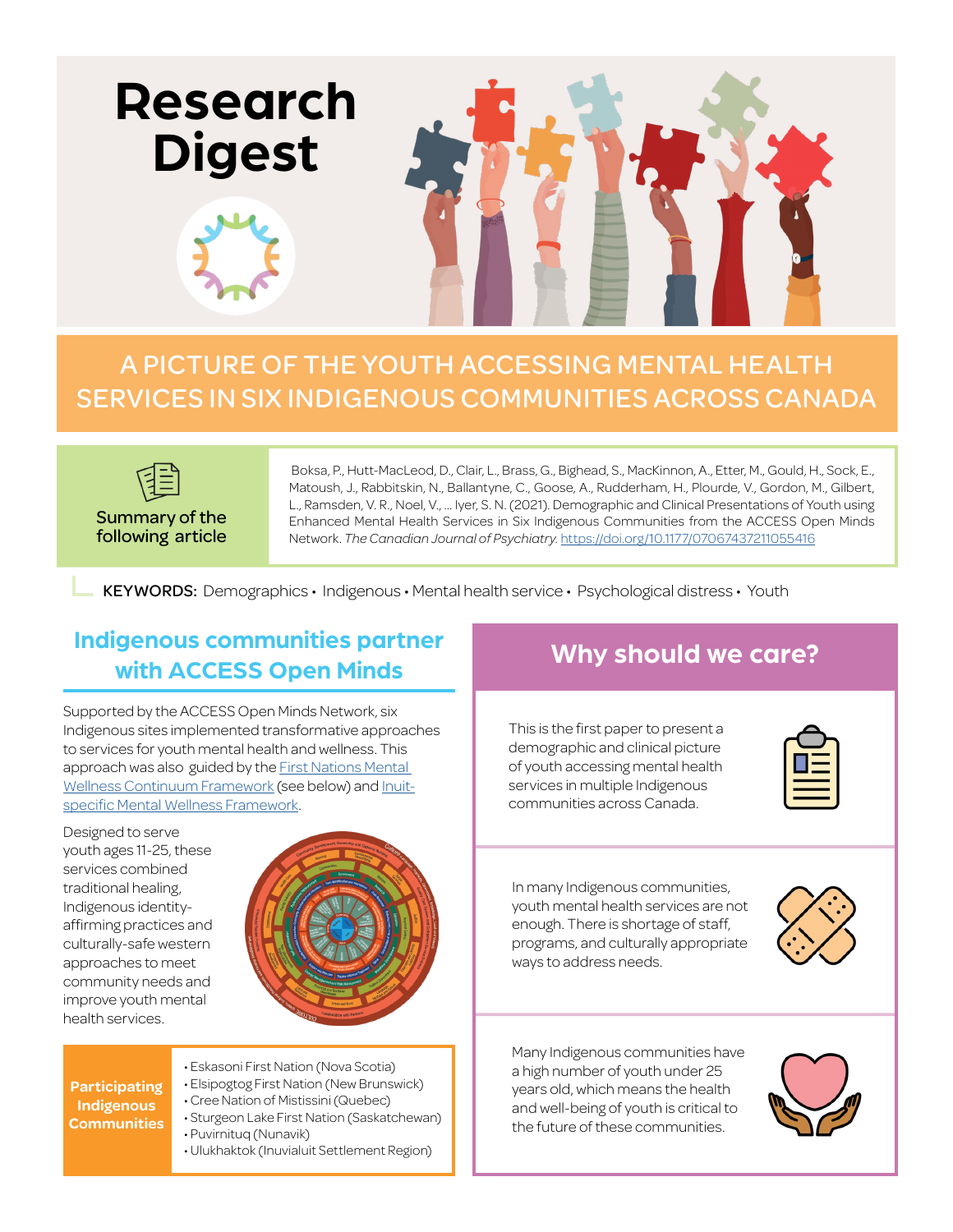# Research Digest

## A PICTURE OF THE YOUTH ACCESSING MENTAL HEALTH SERVICES IN SIX INDIGENOUS COMMUNITIES ACROSS CANADA

**Summary of the following article**

Boksa, P., Hutt-MacLeod, D., Clair, L., Brass, G., Bighead, S., MacKinnon, A., Etter, M., Gould, H., Sock, E., Matoush, J., Rabbitskin, N., Ballantyne, C., Goose, A., Rudderham, H., Plourde, V., Gordon, M., Gilbert, L., Ramsden, V. R., Noel, V., ... Iyer, S. N. (2021). Demographic and Clinical Presentations of Youth using Enhanced Mental Health Services in Six Indigenous Communities from the ACCESS Open Minds Network. *The Canadian Journal of Psychiatry.* https://doi.org/10.1177/07067437211055416

**KEYWORDS:** Demographics • Indigenous • Mental health service • Psychological distress • Youth

## Indigenous communities partner with ACCESS Open Minds

Supported by the ACCESS Open Minds Network, six Indigenous sites implemented transformative approaches to services for youth mental health and wellness. This approach was also guided by the First Nations Mental Wellness Continuum Framework (see below) and Inuit-specific Mental Wellness Framework.

Designed to serve youth ages 11-25, these services combined traditional healing, Indigenous identity-affirming practices and culturally-safe western approaches to meet community needs and improve youth mental health services.

**Participating Indigenous Communities**

- Eskasoni First Nation (Nova Scotia)
- Elsipogtog First Nation (New Brunswick)
- Cree Nation of Mistissini (Quebec)
- Sturgeon Lake First Nation (Saskatchewan)
- Puvirnituq (Nunavik)
- Ulukhaktok (Inuvialuit Settlement Region)

## Why should we care?

This is the first paper to present a demographic and clinical picture of youth accessing mental health services in multiple Indigenous communities across Canada.

In many Indigenous communities, youth mental health services are not enough. There is shortage of staff, programs, and culturally appropriate ways to address needs.

Many Indigenous communities have a high number of youth under 25 years old, which means the health and well-being of youth is critical to the future of these communities.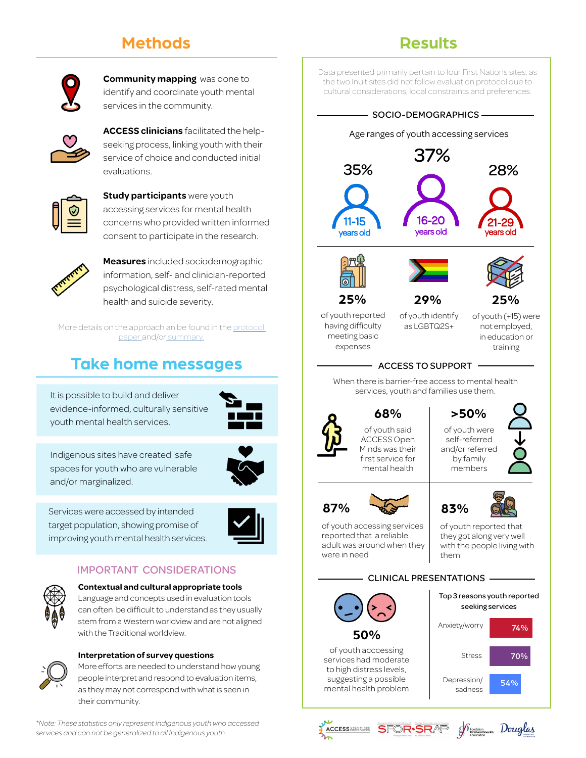## Methods

**Community mapping** was done to identify and coordinate youth mental services in the community.

**ACCESS clinicians** facilitated the help-seeking process, linking youth with their service of choice and conducted initial evaluations.

**Study participants** were youth accessing services for mental health concerns who provided written informed consent to participate in the research.

**Measures** included sociodemographic information, self- and clinician-reported psychological distress, self-rated mental health and suicide severity.

More details on the approach an be found in the protocol paper and/or summary.

## Take home messages

It is possible to build and deliver evidence-informed, culturally sensitive youth mental health services.

Indigenous sites have created safe spaces for youth who are vulnerable and/or marginalized.

Services were accessed by intended target population, showing promise of improving youth mental health services.

### IMPORTANT CONSIDERATIONS

**Contextual and cultural appropriate tools**
Language and concepts used in evaluation tools can often be difficult to understand as they usually stem from a Western worldview and are not aligned with the Traditional worldview.

**Interpretation of survey questions**
More efforts are needed to understand how young people interpret and respond to evaluation items, as they may not correspond with what is seen in their community.

*\*Note: These statistics only represent Indigenous youth who accessed services and can not be generalized to all Indigenous youth.*

## Results

Data presented primarily pertain to four First Nations sites, as the two Inuit sites did not follow evaluation protocol due to cultural considerations, local constraints and preferences.

### SOCIO-DEMOGRAPHICS

Age ranges of youth accessing services

35%
11-15 years old

37%
16-20 years old

28%
21-29 years old

**25%** of youth reported having difficulty meeting basic expenses

**29%** of youth identify as LGBTQ2S+

**25%** of youth (+15) were not employed, in education or training

### ACCESS TO SUPPORT

When there is barrier-free access to mental health services, youth and families use them.

**68%** of youth said ACCESS Open Minds was their first service for mental health

**>50%** of youth were self-referred and/or referred by family members

**87%** of youth accessing services reported that a reliable adult was around when they were in need

**83%** of youth reported that they got along very well with the people living with them

### CLINICAL PRESENTATIONS

**50%** of youth acccessing services had moderate to high distress levels, suggesting a possible mental health problem

Top 3 reasons youth reported seeking services

Anxiety/worry 74%
Stress 70%
Depression/sadness 54%